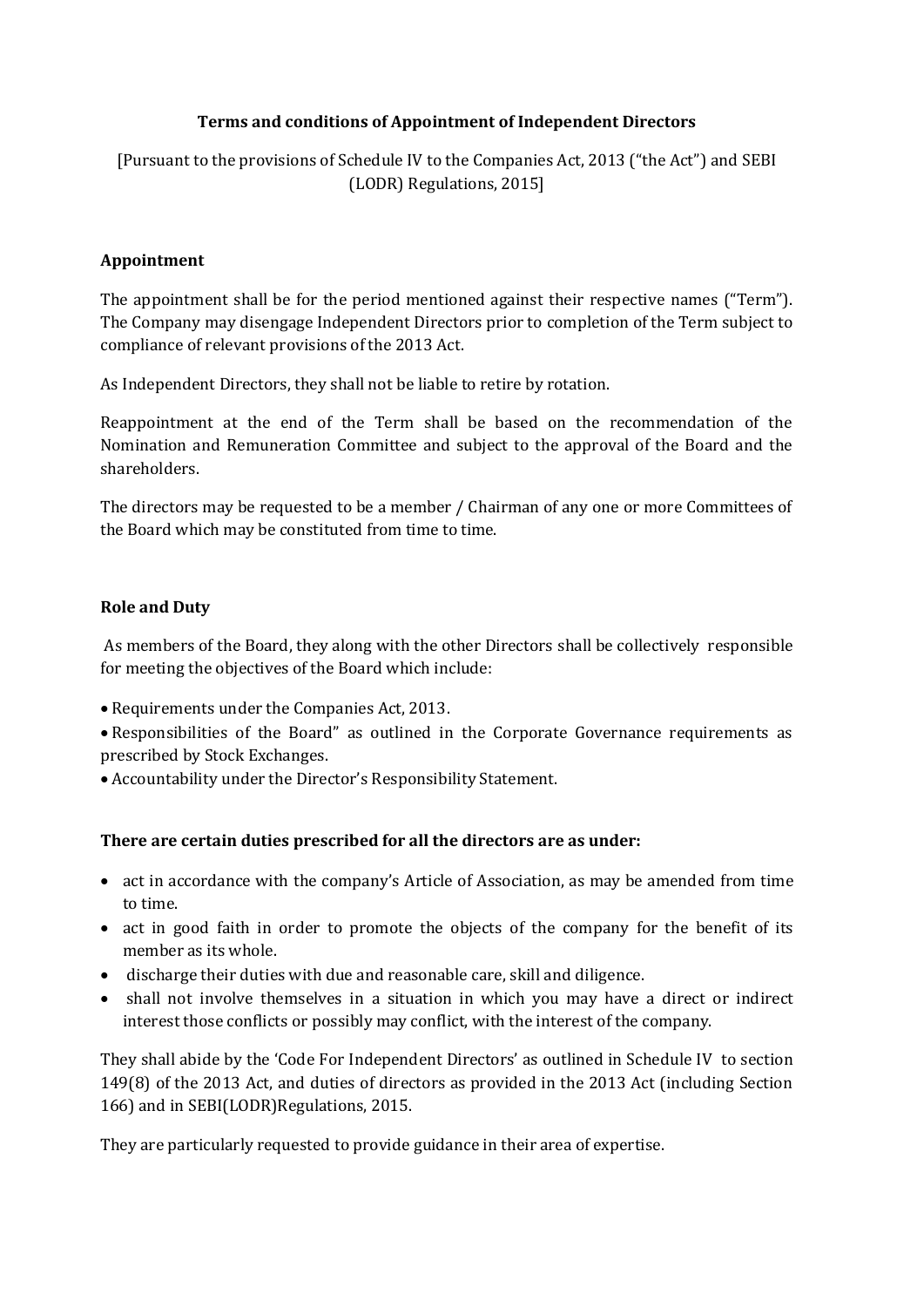**Terms and conditions of Appointment of Independent Directors**

[Pursuant to the provisions of Schedule IV to the Companies Act, 2013 ("the Act") and SEBI (LODR) Regulations, 2015]

**Appointment**

The appointment shall be for the period mentioned against their respective names ("Term"). The Company may disengage Independent Directors prior to completion of the Term subject to compliance of relevant provisions of the 2013 Act.

As Independent Directors, they shall not be liable to retire by rotation.

Reappointment at the end of the Term shall be based on the recommendation of the Nomination and Remuneration Committee and subject to the approval of the Board and the shareholders.

The directors may be requested to be a member / Chairman of any one or more Committees of the Board which may be constituted from time to time.

**Role and Duty**

As members of the Board, they along with the other Directors shall be collectively responsible for meeting the objectives of the Board which include:

- Requirements under the Companies Act, 2013.
- Responsibilities of the Board" as outlined in the Corporate Governance requirements as prescribed by Stock Exchanges.
- Accountability under the Director's Responsibility Statement.

**There are certain duties prescribed for all the directors are as under:**

- act in accordance with the company's Article of Association, as may be amended from time to time.
- act in good faith in order to promote the objects of the company for the benefit of its member as its whole.
- discharge their duties with due and reasonable care, skill and diligence.
- shall not involve themselves in a situation in which you may have a direct or indirect interest those conflicts or possibly may conflict, with the interest of the company.

They shall abide by the 'Code For Independent Directors' as outlined in Schedule IV to section 149(8) of the 2013 Act, and duties of directors as provided in the 2013 Act (including Section 166) and in SEBI(LODR)Regulations, 2015.

They are particularly requested to provide guidance in their area of expertise.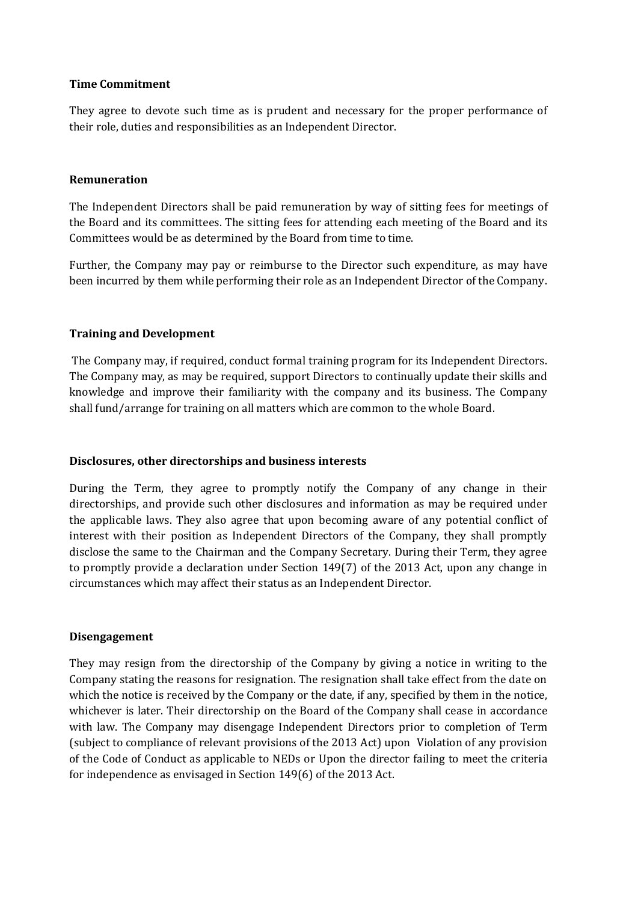**Time Commitment**

They agree to devote such time as is prudent and necessary for the proper performance of their role, duties and responsibilities as an Independent Director.

**Remuneration**

The Independent Directors shall be paid remuneration by way of sitting fees for meetings of the Board and its committees. The sitting fees for attending each meeting of the Board and its Committees would be as determined by the Board from time to time.

Further, the Company may pay or reimburse to the Director such expenditure, as may have been incurred by them while performing their role as an Independent Director of the Company.

**Training and Development**

The Company may, if required, conduct formal training program for its Independent Directors. The Company may, as may be required, support Directors to continually update their skills and knowledge and improve their familiarity with the company and its business. The Company shall fund/arrange for training on all matters which are common to the whole Board.

**Disclosures, other directorships and business interests**

During the Term, they agree to promptly notify the Company of any change in their directorships, and provide such other disclosures and information as may be required under the applicable laws. They also agree that upon becoming aware of any potential conflict of interest with their position as Independent Directors of the Company, they shall promptly disclose the same to the Chairman and the Company Secretary. During their Term, they agree to promptly provide a declaration under Section 149(7) of the 2013 Act, upon any change in circumstances which may affect their status as an Independent Director.

**Disengagement**

They may resign from the directorship of the Company by giving a notice in writing to the Company stating the reasons for resignation. The resignation shall take effect from the date on which the notice is received by the Company or the date, if any, specified by them in the notice, whichever is later. Their directorship on the Board of the Company shall cease in accordance with law. The Company may disengage Independent Directors prior to completion of Term (subject to compliance of relevant provisions of the 2013 Act) upon Violation of any provision of the Code of Conduct as applicable to NEDs or Upon the director failing to meet the criteria for independence as envisaged in Section 149(6) of the 2013 Act.